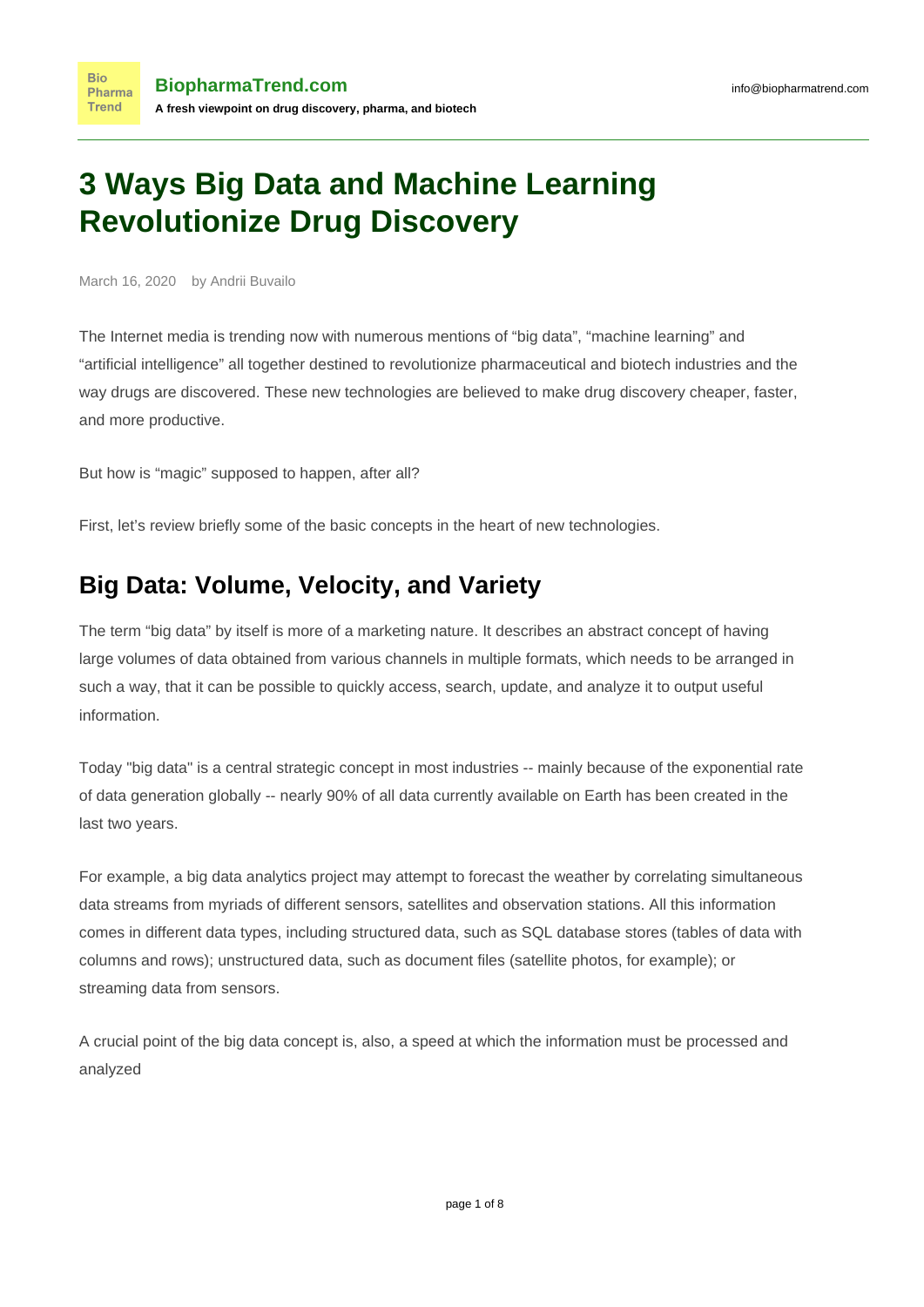# 3 Ways Big Data and Machine Learning Revolutionize Drug Discovery

March 16, 2020 by Andrii Buvailo

The Internet media is trending now with numerous mentions of “big data”, “machine learning” and “artificial intelligence” all together destined to revolutionize pharmaceutical and biotech industries and the way drugs are discovered. These new technologies are believed to make drug discovery cheaper, faster, and more productive.

But how is “magic” supposed to happen, after all?

First, let’s review briefly some of the basic concepts in the heart of new technologies.

## Big Data: Volume, Velocity, and Variety

The term “big data” by itself is more of a marketing nature. It describes an abstract concept of having large volumes of data obtained from various channels in multiple formats, which needs to be arranged in such a way, that it can be possible to quickly access, search, update, and analyze it to output useful information.

Today "big data" is a central strategic concept in most industries -- mainly because of the exponential rate of data generation globally -- nearly 90% of all data currently available on Earth has been created in the last two years.

For example, a big data analytics project may attempt to forecast the weather by correlating simultaneous data streams from myriads of different sensors, satellites and observation stations. All this information comes in different data types, including structured data, such as SQL database stores (tables of data with columns and rows); unstructured data, such as document files (satellite photos, for example); or streaming data from sensors.

A crucial point of the big data concept is, also, a speed at which the information must be processed and analyzed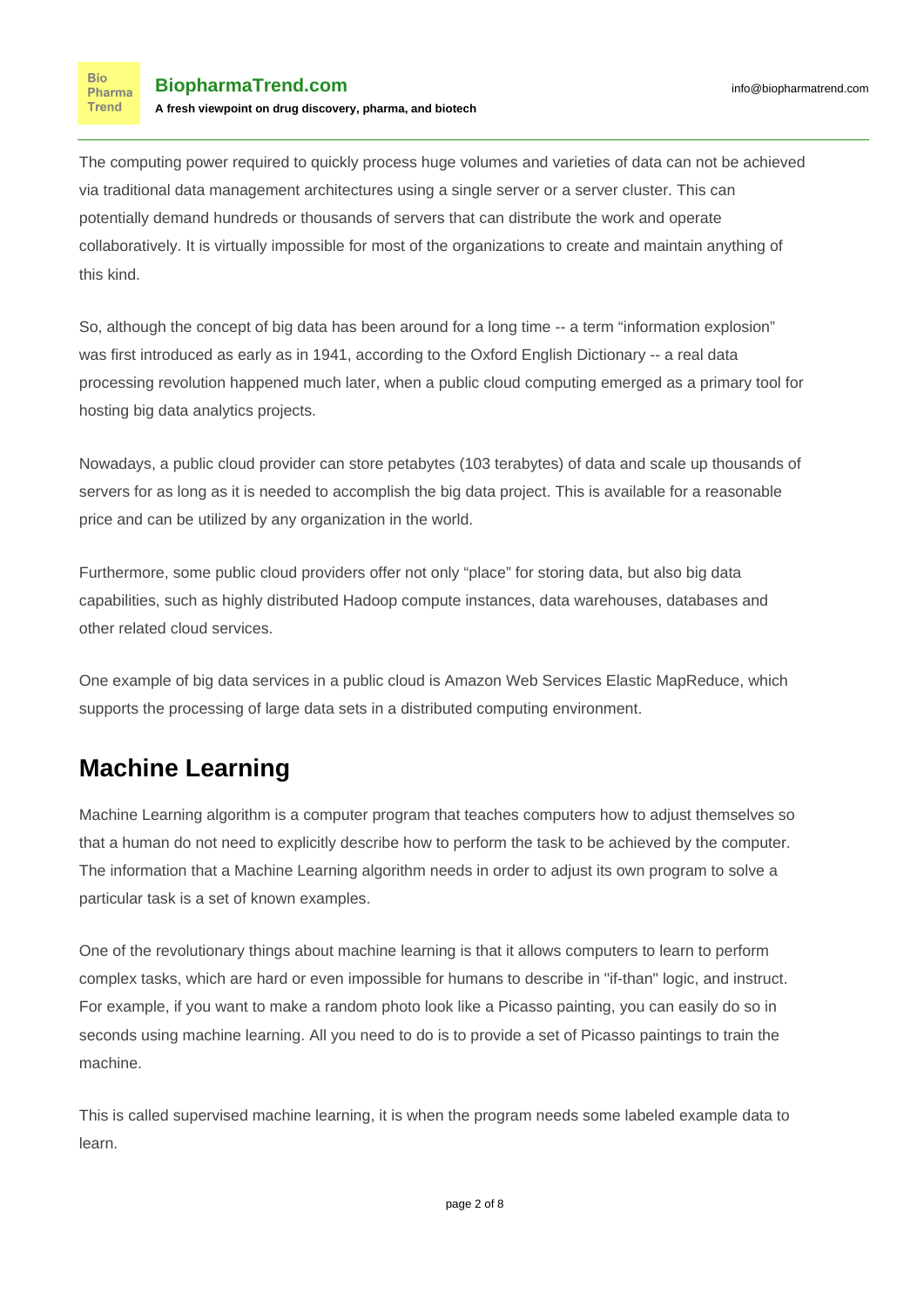The computing power required to quickly process huge volumes and varieties of data can not be achieved via traditional data management architectures using a single server or a server cluster. This can potentially demand hundreds or thousands of servers that can distribute the work and operate collaboratively. It is virtually impossible for most of the organizations to create and maintain anything of this kind.

So, although the concept of big data has been around for a long time -- a term “information explosion” was first introduced as early as in 1941, according to the Oxford English Dictionary -- a real data processing revolution happened much later, when a public cloud computing emerged as a primary tool for hosting big data analytics projects.

Nowadays, a public cloud provider can store petabytes (103 terabytes) of data and scale up thousands of servers for as long as it is needed to accomplish the big data project. This is available for a reasonable price and can be utilized by any organization in the world.

Furthermore, some public cloud providers offer not only “place” for storing data, but also big data capabilities, such as highly distributed Hadoop compute instances, data warehouses, databases and other related cloud services.

One example of big data services in a public cloud is Amazon Web Services Elastic MapReduce, which supports the processing of large data sets in a distributed computing environment.

## Machine Learning

Machine Learning algorithm is a computer program that teaches computers how to adjust themselves so that a human do not need to explicitly describe how to perform the task to be achieved by the computer. The information that a Machine Learning algorithm needs in order to adjust its own program to solve a particular task is a set of known examples.

One of the revolutionary things about machine learning is that it allows computers to learn to perform complex tasks, which are hard or even impossible for humans to describe in "if-than" logic, and instruct. For example, if you want to make a random photo look like a Picasso painting, you can easily do so in seconds using machine learning. All you need to do is to provide a set of Picasso paintings to train the machine.

This is called supervised machine learning, it is when the program needs some labeled example data to learn.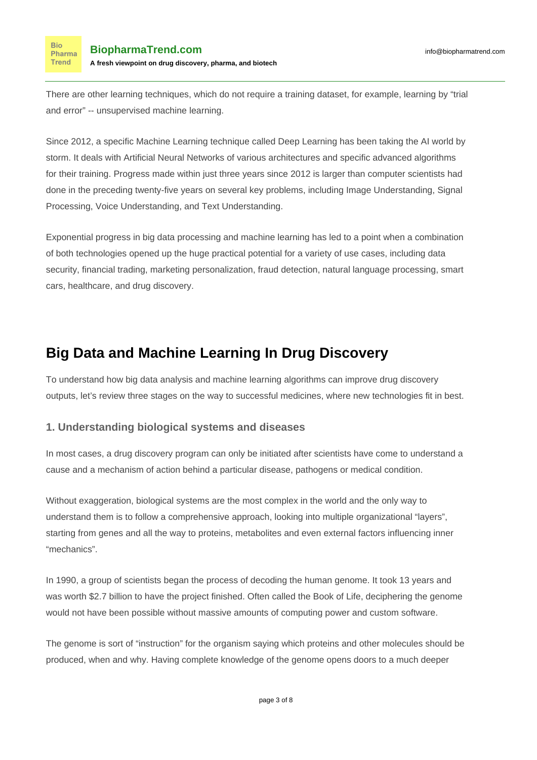There are other learning techniques, which do not require a training dataset, for example, learning by "trial and error" -- unsupervised machine learning.

Since 2012, a specific Machine Learning technique called Deep Learning has been taking the AI world by storm. It deals with Artificial Neural Networks of various architectures and specific advanced algorithms for their training. Progress made within just three years since 2012 is larger than computer scientists had done in the preceding twenty-five years on several key problems, including Image Understanding, Signal Processing, Voice Understanding, and Text Understanding.

Exponential progress in big data processing and machine learning has led to a point when a combination of both technologies opened up the huge practical potential for a variety of use cases, including data security, financial trading, marketing personalization, fraud detection, natural language processing, smart cars, healthcare, and drug discovery.

## Big Data and Machine Learning In Drug Discovery

To understand how big data analysis and machine learning algorithms can improve drug discovery outputs, let's review three stages on the way to successful medicines, where new technologies fit in best.

### 1. Understanding biological systems and diseases

In most cases, a drug discovery program can only be initiated after scientists have come to understand a cause and a mechanism of action behind a particular disease, pathogens or medical condition.

Without exaggeration, biological systems are the most complex in the world and the only way to understand them is to follow a comprehensive approach, looking into multiple organizational "layers", starting from genes and all the way to proteins, metabolites and even external factors influencing inner "mechanics".

In 1990, a group of scientists began the process of decoding the human genome. It took 13 years and was worth $2.7 billion to have the project finished. Often called the Book of Life, deciphering the genome would not have been possible without massive amounts of computing power and custom software.

The genome is sort of "instruction" for the organism saying which proteins and other molecules should be produced, when and why. Having complete knowledge of the genome opens doors to a much deeper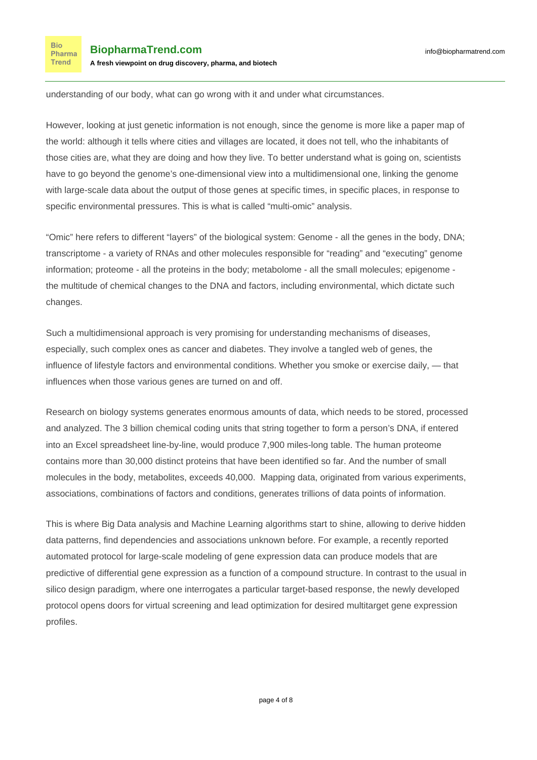understanding of our body, what can go wrong with it and under what circumstances.

However, looking at just genetic information is not enough, since the genome is more like a paper map of the world: although it tells where cities and villages are located, it does not tell, who the inhabitants of those cities are, what they are doing and how they live. To better understand what is going on, scientists have to go beyond the genome's one-dimensional view into a multidimensional one, linking the genome with large-scale data about the output of those genes at specific times, in specific places, in response to specific environmental pressures. This is what is called "multi-omic" analysis.

"Omic" here refers to different "layers" of the biological system: Genome - all the genes in the body, DNA; transcriptome - a variety of RNAs and other molecules responsible for "reading" and "executing" genome information; proteome - all the proteins in the body; metabolome - all the small molecules; epigenome - the multitude of chemical changes to the DNA and factors, including environmental, which dictate such changes.

Such a multidimensional approach is very promising for understanding mechanisms of diseases, especially, such complex ones as cancer and diabetes. They involve a tangled web of genes, the influence of lifestyle factors and environmental conditions. Whether you smoke or exercise daily, — that influences when those various genes are turned on and off.

Research on biology systems generates enormous amounts of data, which needs to be stored, processed and analyzed. The 3 billion chemical coding units that string together to form a person's DNA, if entered into an Excel spreadsheet line-by-line, would produce 7,900 miles-long table. The human proteome contains more than 30,000 distinct proteins that have been identified so far. And the number of small molecules in the body, metabolites, exceeds 40,000. Mapping data, originated from various experiments, associations, combinations of factors and conditions, generates trillions of data points of information.

This is where Big Data analysis and Machine Learning algorithms start to shine, allowing to derive hidden data patterns, find dependencies and associations unknown before. For example, a recently reported automated protocol for large-scale modeling of gene expression data can produce models that are predictive of differential gene expression as a function of a compound structure. In contrast to the usual in silico design paradigm, where one interrogates a particular target-based response, the newly developed protocol opens doors for virtual screening and lead optimization for desired multitarget gene expression profiles.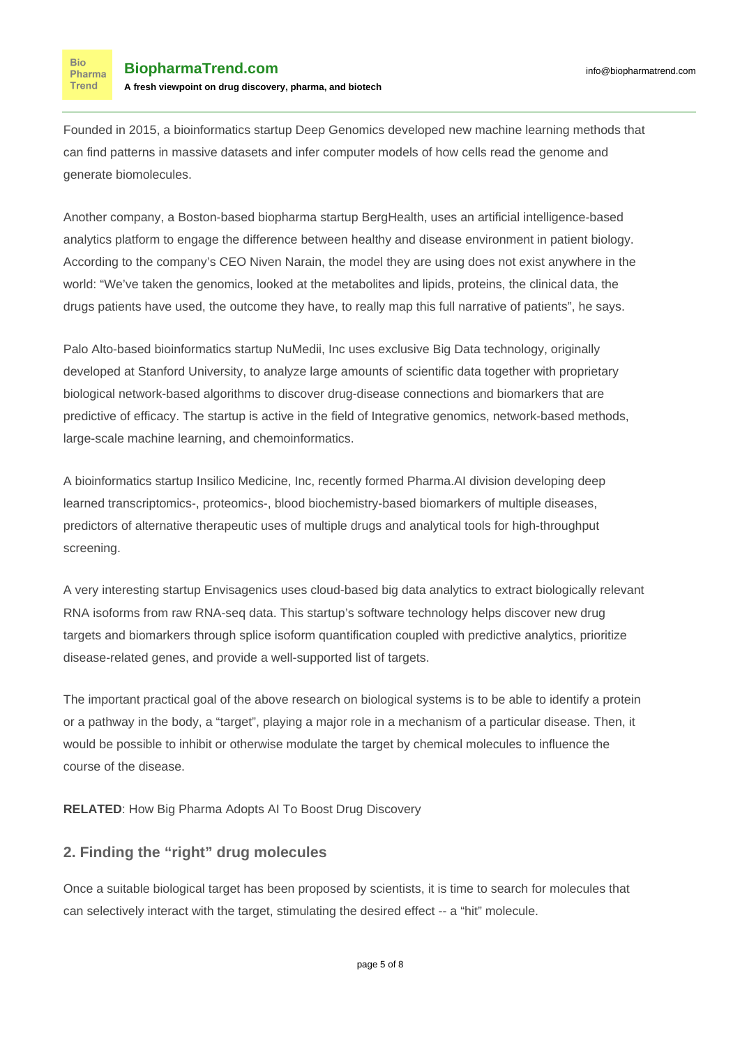Founded in 2015, a bioinformatics startup Deep Genomics developed new machine learning methods that can find patterns in massive datasets and infer computer models of how cells read the genome and generate biomolecules.

Another company, a Boston-based biopharma startup BergHealth, uses an artificial intelligence-based analytics platform to engage the difference between healthy and disease environment in patient biology. According to the company's CEO Niven Narain, the model they are using does not exist anywhere in the world: "We've taken the genomics, looked at the metabolites and lipids, proteins, the clinical data, the drugs patients have used, the outcome they have, to really map this full narrative of patients", he says.

Palo Alto-based bioinformatics startup NuMedii, Inc uses exclusive Big Data technology, originally developed at Stanford University, to analyze large amounts of scientific data together with proprietary biological network-based algorithms to discover drug-disease connections and biomarkers that are predictive of efficacy. The startup is active in the field of Integrative genomics, network-based methods, large-scale machine learning, and chemoinformatics.

A bioinformatics startup Insilico Medicine, Inc, recently formed Pharma.AI division developing deep learned transcriptomics-, proteomics-, blood biochemistry-based biomarkers of multiple diseases, predictors of alternative therapeutic uses of multiple drugs and analytical tools for high-throughput screening.

A very interesting startup Envisagenics uses cloud-based big data analytics to extract biologically relevant RNA isoforms from raw RNA-seq data. This startup's software technology helps discover new drug targets and biomarkers through splice isoform quantification coupled with predictive analytics, prioritize disease-related genes, and provide a well-supported list of targets.

The important practical goal of the above research on biological systems is to be able to identify a protein or a pathway in the body, a "target", playing a major role in a mechanism of a particular disease. Then, it would be possible to inhibit or otherwise modulate the target by chemical molecules to influence the course of the disease.

**RELATED**: How Big Pharma Adopts AI To Boost Drug Discovery

## 2. Finding the "right" drug molecules

Once a suitable biological target has been proposed by scientists, it is time to search for molecules that can selectively interact with the target, stimulating the desired effect -- a "hit" molecule.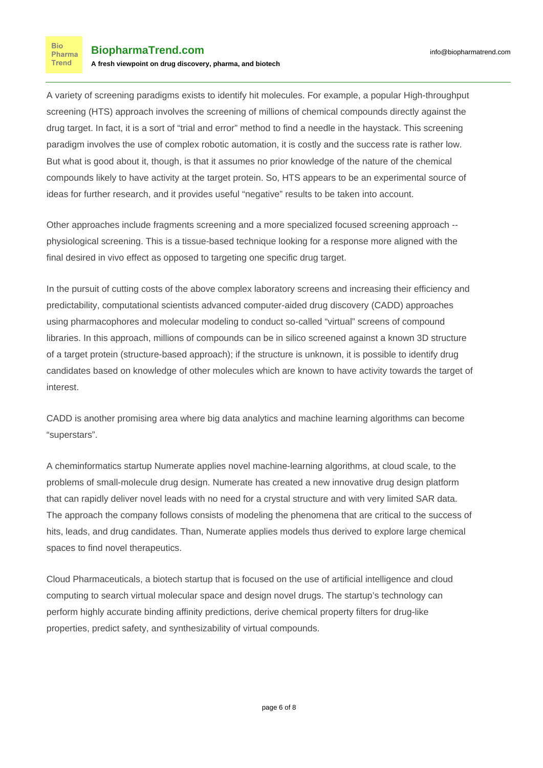A variety of screening paradigms exists to identify hit molecules. For example, a popular High-throughput screening (HTS) approach involves the screening of millions of chemical compounds directly against the drug target. In fact, it is a sort of "trial and error" method to find a needle in the haystack. This screening paradigm involves the use of complex robotic automation, it is costly and the success rate is rather low. But what is good about it, though, is that it assumes no prior knowledge of the nature of the chemical compounds likely to have activity at the target protein. So, HTS appears to be an experimental source of ideas for further research, and it provides useful "negative" results to be taken into account.

Other approaches include fragments screening and a more specialized focused screening approach -- physiological screening. This is a tissue-based technique looking for a response more aligned with the final desired in vivo effect as opposed to targeting one specific drug target.

In the pursuit of cutting costs of the above complex laboratory screens and increasing their efficiency and predictability, computational scientists advanced computer-aided drug discovery (CADD) approaches using pharmacophores and molecular modeling to conduct so-called "virtual" screens of compound libraries. In this approach, millions of compounds can be in silico screened against a known 3D structure of a target protein (structure-based approach); if the structure is unknown, it is possible to identify drug candidates based on knowledge of other molecules which are known to have activity towards the target of interest.

CADD is another promising area where big data analytics and machine learning algorithms can become "superstars".

A cheminformatics startup Numerate applies novel machine-learning algorithms, at cloud scale, to the problems of small-molecule drug design. Numerate has created a new innovative drug design platform that can rapidly deliver novel leads with no need for a crystal structure and with very limited SAR data. The approach the company follows consists of modeling the phenomena that are critical to the success of hits, leads, and drug candidates. Than, Numerate applies models thus derived to explore large chemical spaces to find novel therapeutics.

Cloud Pharmaceuticals, a biotech startup that is focused on the use of artificial intelligence and cloud computing to search virtual molecular space and design novel drugs. The startup's technology can perform highly accurate binding affinity predictions, derive chemical property filters for drug-like properties, predict safety, and synthesizability of virtual compounds.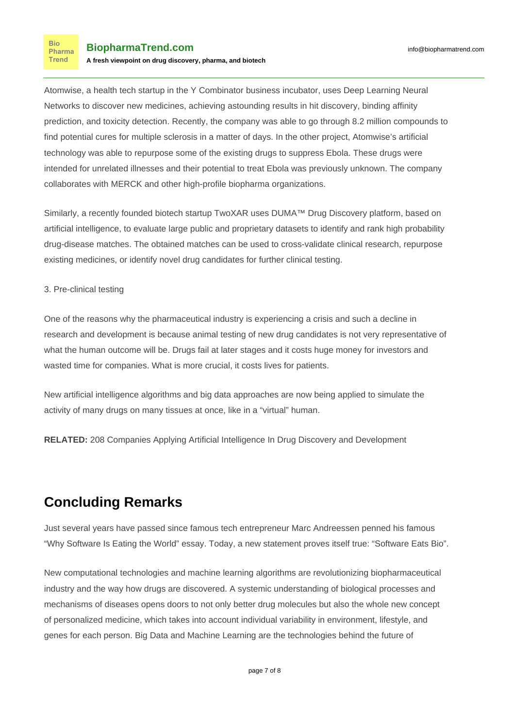Atomwise, a health tech startup in the Y Combinator business incubator, uses Deep Learning Neural Networks to discover new medicines, achieving astounding results in hit discovery, binding affinity prediction, and toxicity detection. Recently, the company was able to go through 8.2 million compounds to find potential cures for multiple sclerosis in a matter of days. In the other project, Atomwise's artificial technology was able to repurpose some of the existing drugs to suppress Ebola. These drugs were intended for unrelated illnesses and their potential to treat Ebola was previously unknown. The company collaborates with MERCK and other high-profile biopharma organizations.

Similarly, a recently founded biotech startup TwoXAR uses DUMA™ Drug Discovery platform, based on artificial intelligence, to evaluate large public and proprietary datasets to identify and rank high probability drug-disease matches. The obtained matches can be used to cross-validate clinical research, repurpose existing medicines, or identify novel drug candidates for further clinical testing.

3. Pre-clinical testing

One of the reasons why the pharmaceutical industry is experiencing a crisis and such a decline in research and development is because animal testing of new drug candidates is not very representative of what the human outcome will be. Drugs fail at later stages and it costs huge money for investors and wasted time for companies. What is more crucial, it costs lives for patients.

New artificial intelligence algorithms and big data approaches are now being applied to simulate the activity of many drugs on many tissues at once, like in a "virtual" human.

**RELATED:** 208 Companies Applying Artificial Intelligence In Drug Discovery and Development

## Concluding Remarks

Just several years have passed since famous tech entrepreneur Marc Andreessen penned his famous "Why Software Is Eating the World" essay. Today, a new statement proves itself true: "Software Eats Bio".

New computational technologies and machine learning algorithms are revolutionizing biopharmaceutical industry and the way how drugs are discovered. A systemic understanding of biological processes and mechanisms of diseases opens doors to not only better drug molecules but also the whole new concept of personalized medicine, which takes into account individual variability in environment, lifestyle, and genes for each person. Big Data and Machine Learning are the technologies behind the future of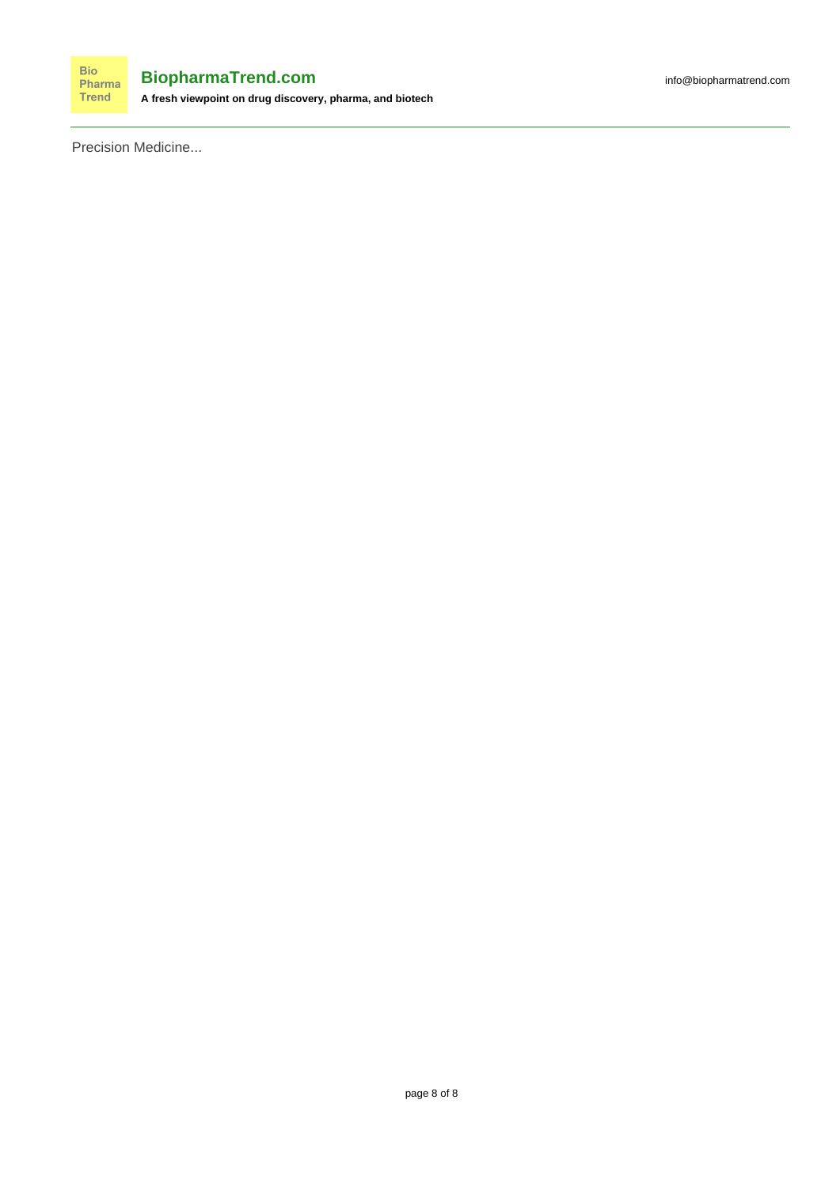Precision Medicine...